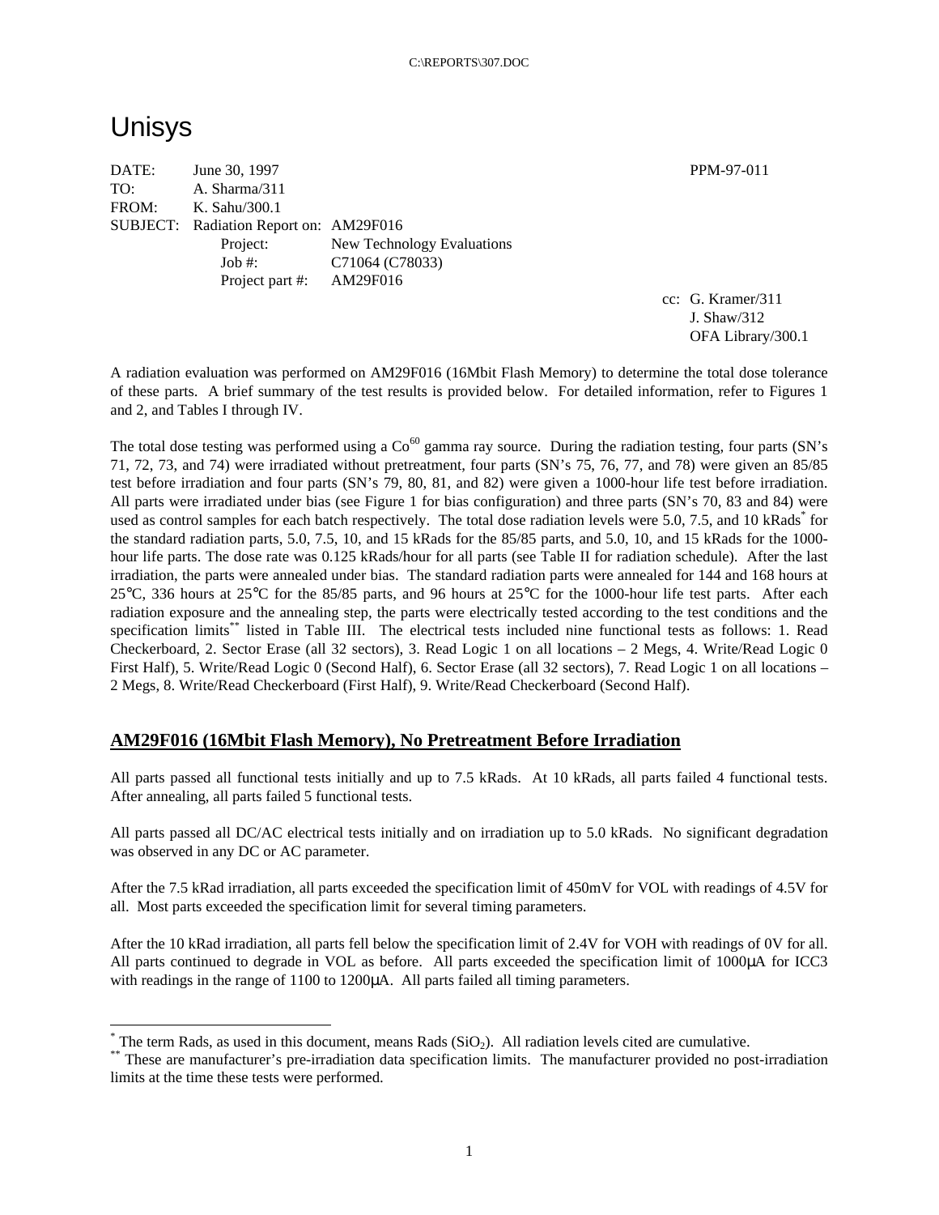C:\REPORTS\307.DOC

# Unisys

| | | |
|---|---|---|
| DATE: | June 30, 1997 | PPM-97-011 |
| TO: | A. Sharma/311 | |
| FROM: | K. Sahu/300.1 | |
| SUBJECT: | Radiation Report on: AM29F016 | |
| | Project: New Technology Evaluations | |
| | Job #: C71064 (C78033) | |
| | Project part #: AM29F016 | |

cc: G. Kramer/311
J. Shaw/312
OFA Library/300.1

A radiation evaluation was performed on AM29F016 (16Mbit Flash Memory) to determine the total dose tolerance of these parts. A brief summary of the test results is provided below. For detailed information, refer to Figures 1 and 2, and Tables I through IV.

The total dose testing was performed using a $Co^{60}$ gamma ray source. During the radiation testing, four parts (SN's 71, 72, 73, and 74) were irradiated without pretreatment, four parts (SN's 75, 76, 77, and 78) were given an 85/85 test before irradiation and four parts (SN's 79, 80, 81, and 82) were given a 1000-hour life test before irradiation. All parts were irradiated under bias (see Figure 1 for bias configuration) and three parts (SN's 70, 83 and 84) were used as control samples for each batch respectively. The total dose radiation levels were 5.0, 7.5, and 10 kRads* for the standard radiation parts, 5.0, 7.5, 10, and 15 kRads for the 85/85 parts, and 5.0, 10, and 15 kRads for the 1000-hour life parts. The dose rate was 0.125 kRads/hour for all parts (see Table II for radiation schedule). After the last irradiation, the parts were annealed under bias. The standard radiation parts were annealed for 144 and 168 hours at 25°C, 336 hours at 25°C for the 85/85 parts, and 96 hours at 25°C for the 1000-hour life test parts. After each radiation exposure and the annealing step, the parts were electrically tested according to the test conditions and the specification limits** listed in Table III. The electrical tests included nine functional tests as follows: 1. Read Checkerboard, 2. Sector Erase (all 32 sectors), 3. Read Logic 1 on all locations – 2 Megs, 4. Write/Read Logic 0 First Half), 5. Write/Read Logic 0 (Second Half), 6. Sector Erase (all 32 sectors), 7. Read Logic 1 on all locations – 2 Megs, 8. Write/Read Checkerboard (First Half), 9. Write/Read Checkerboard (Second Half).

## AM29F016 (16Mbit Flash Memory), No Pretreatment Before Irradiation

All parts passed all functional tests initially and up to 7.5 kRads. At 10 kRads, all parts failed 4 functional tests. After annealing, all parts failed 5 functional tests.

All parts passed all DC/AC electrical tests initially and on irradiation up to 5.0 kRads. No significant degradation was observed in any DC or AC parameter.

After the 7.5 kRad irradiation, all parts exceeded the specification limit of 450mV for VOL with readings of 4.5V for all. Most parts exceeded the specification limit for several timing parameters.

After the 10 kRad irradiation, all parts fell below the specification limit of 2.4V for VOH with readings of 0V for all. All parts continued to degrade in VOL as before. All parts exceeded the specification limit of 1000μA for ICC3 with readings in the range of 1100 to 1200μA. All parts failed all timing parameters.

---

\* The term Rads, as used in this document, means Rads ($SiO_2$). All radiation levels cited are cumulative.

\*\* These are manufacturer's pre-irradiation data specification limits. The manufacturer provided no post-irradiation limits at the time these tests were performed.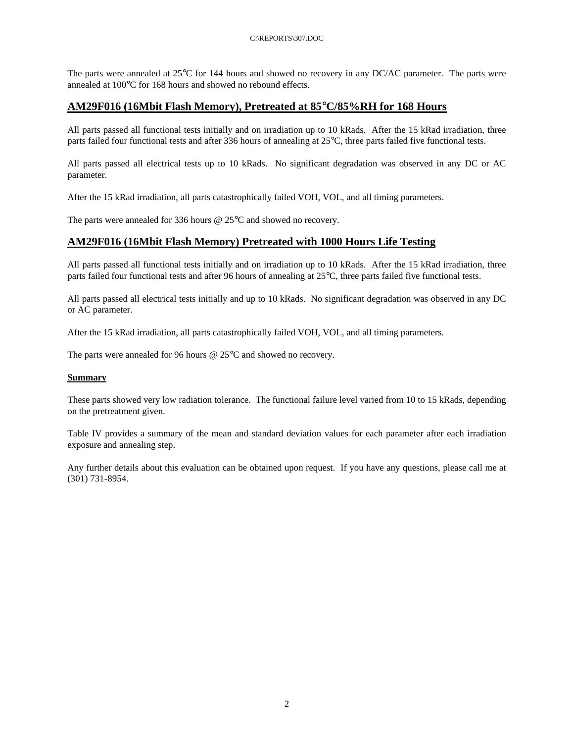The parts were annealed at 25°C for 144 hours and showed no recovery in any DC/AC parameter. The parts were annealed at 100°C for 168 hours and showed no rebound effects.

## AM29F016 (16Mbit Flash Memory), Pretreated at 85°C/85%RH for 168 Hours

All parts passed all functional tests initially and on irradiation up to 10 kRads. After the 15 kRad irradiation, three parts failed four functional tests and after 336 hours of annealing at 25°C, three parts failed five functional tests.

All parts passed all electrical tests up to 10 kRads. No significant degradation was observed in any DC or AC parameter.

After the 15 kRad irradiation, all parts catastrophically failed VOH, VOL, and all timing parameters.

The parts were annealed for 336 hours @ 25°C and showed no recovery.

## AM29F016 (16Mbit Flash Memory) Pretreated with 1000 Hours Life Testing

All parts passed all functional tests initially and on irradiation up to 10 kRads. After the 15 kRad irradiation, three parts failed four functional tests and after 96 hours of annealing at 25°C, three parts failed five functional tests.

All parts passed all electrical tests initially and up to 10 kRads. No significant degradation was observed in any DC or AC parameter.

After the 15 kRad irradiation, all parts catastrophically failed VOH, VOL, and all timing parameters.

The parts were annealed for 96 hours @ 25°C and showed no recovery.

**Summary**

These parts showed very low radiation tolerance. The functional failure level varied from 10 to 15 kRads, depending on the pretreatment given.

Table IV provides a summary of the mean and standard deviation values for each parameter after each irradiation exposure and annealing step.

Any further details about this evaluation can be obtained upon request. If you have any questions, please call me at (301) 731-8954.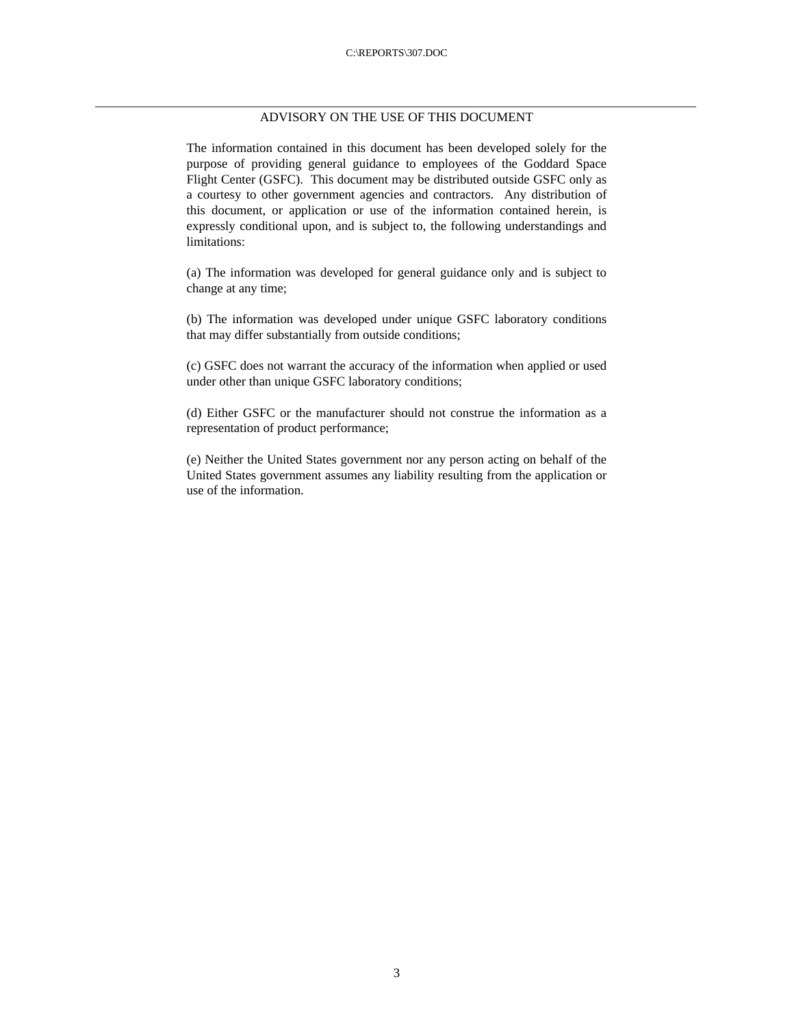## ADVISORY ON THE USE OF THIS DOCUMENT

The information contained in this document has been developed solely for the purpose of providing general guidance to employees of the Goddard Space Flight Center (GSFC). This document may be distributed outside GSFC only as a courtesy to other government agencies and contractors. Any distribution of this document, or application or use of the information contained herein, is expressly conditional upon, and is subject to, the following understandings and limitations:

(a) The information was developed for general guidance only and is subject to change at any time;

(b) The information was developed under unique GSFC laboratory conditions that may differ substantially from outside conditions;

(c) GSFC does not warrant the accuracy of the information when applied or used under other than unique GSFC laboratory conditions;

(d) Either GSFC or the manufacturer should not construe the information as a representation of product performance;

(e) Neither the United States government nor any person acting on behalf of the United States government assumes any liability resulting from the application or use of the information.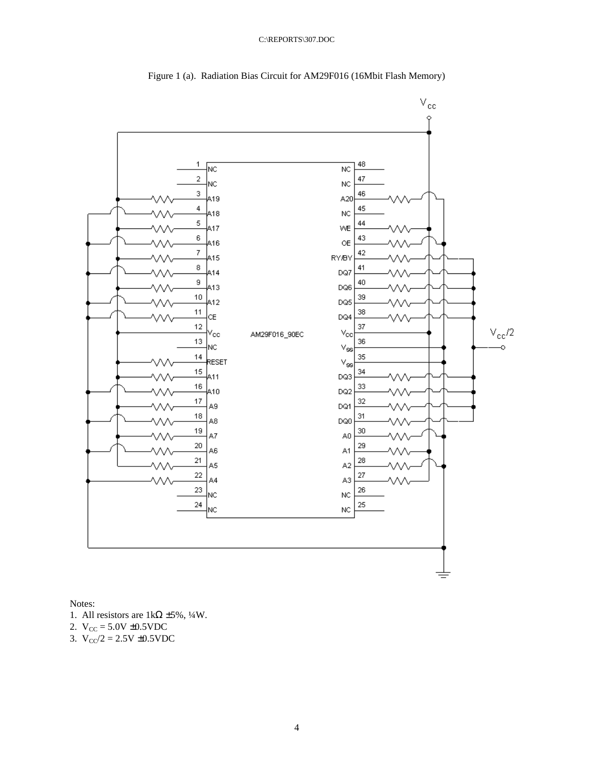Figure 1 (a). Radiation Bias Circuit for AM29F016 (16Mbit Flash Memory)

Notes:

1. All resistors are 1kΩ ±5%, ¼W.
2. $V_{CC}$ = 5.0V ±0.5VDC
3. $V_{CC}/2$ = 2.5V ±0.5VDC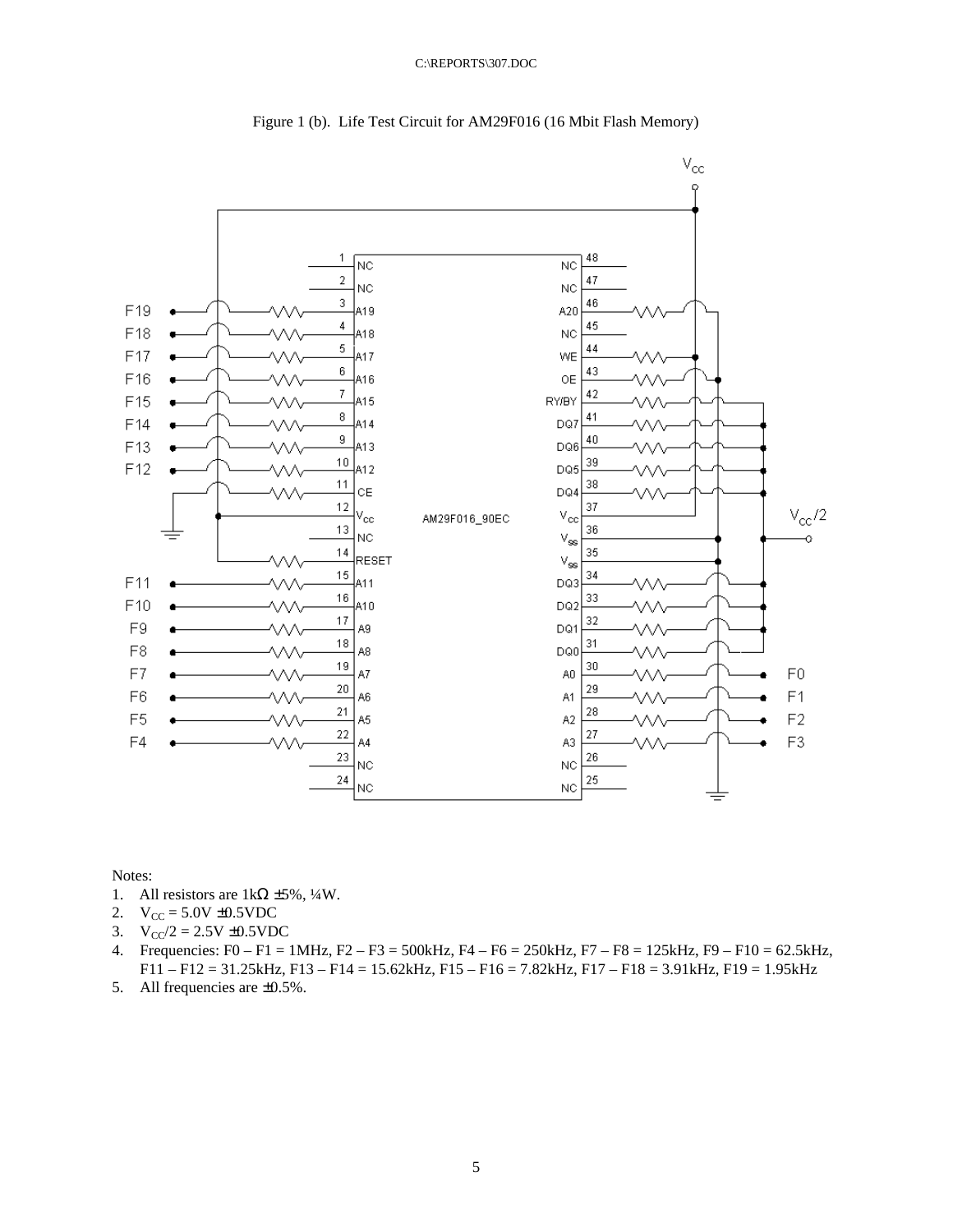Figure 1 (b). Life Test Circuit for AM29F016 (16 Mbit Flash Memory)

Notes:

1. All resistors are 1kΩ ±5%, ¼W.
2. $V_{CC}$ = 5.0V ±0.5VDC
3. $V_{CC}/2$ = 2.5V ±0.5VDC
4. Frequencies: F0 – F1 = 1MHz, F2 – F3 = 500kHz, F4 – F6 = 250kHz, F7 – F8 = 125kHz, F9 – F10 = 62.5kHz, F11 – F12 = 31.25kHz, F13 – F14 = 15.62kHz, F15 – F16 = 7.82kHz, F17 – F18 = 3.91kHz, F19 = 1.95kHz
5. All frequencies are ±0.5%.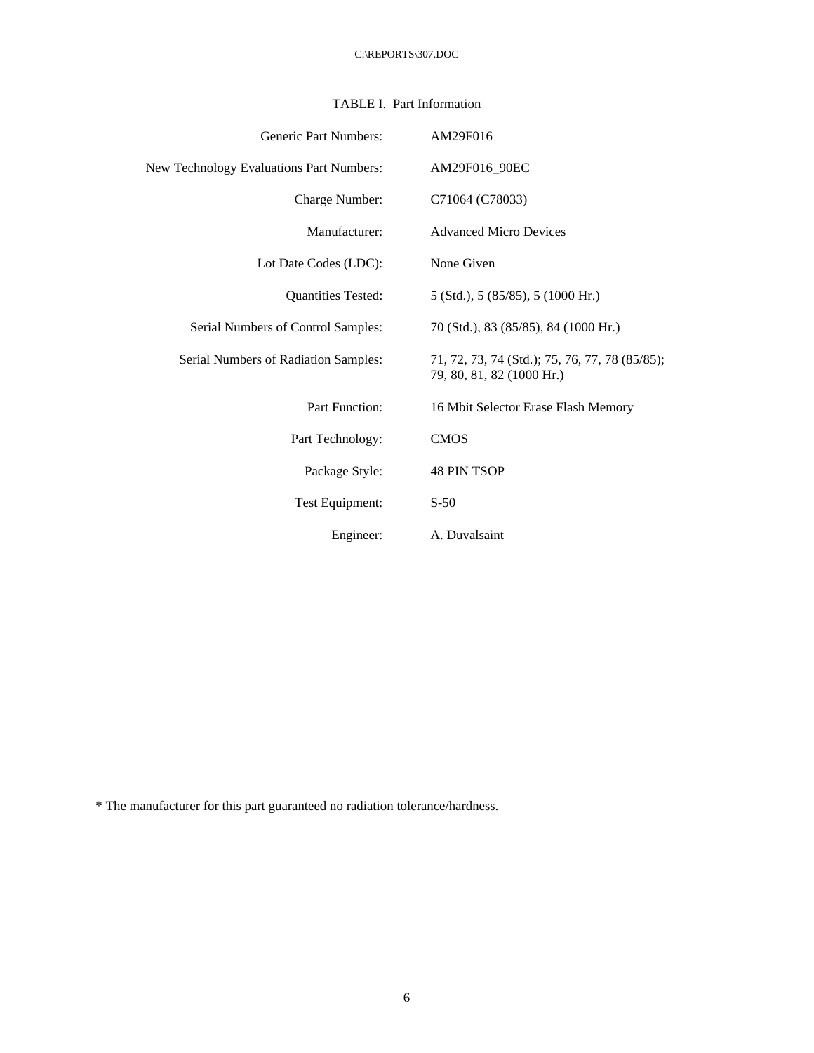TABLE I. Part Information

| | |
|---|---|
| Generic Part Numbers: | AM29F016 |
| New Technology Evaluations Part Numbers: | AM29F016_90EC |
| Charge Number: | C71064 (C78033) |
| Manufacturer: | Advanced Micro Devices |
| Lot Date Codes (LDC): | None Given |
| Quantities Tested: | 5 (Std.), 5 (85/85), 5 (1000 Hr.) |
| Serial Numbers of Control Samples: | 70 (Std.), 83 (85/85), 84 (1000 Hr.) |
| Serial Numbers of Radiation Samples: | 71, 72, 73, 74 (Std.); 75, 76, 77, 78 (85/85); 79, 80, 81, 82 (1000 Hr.) |
| Part Function: | 16 Mbit Selector Erase Flash Memory |
| Part Technology: | CMOS |
| Package Style: | 48 PIN TSOP |
| Test Equipment: | S-50 |
| Engineer: | A. Duvalsaint |

* The manufacturer for this part guaranteed no radiation tolerance/hardness.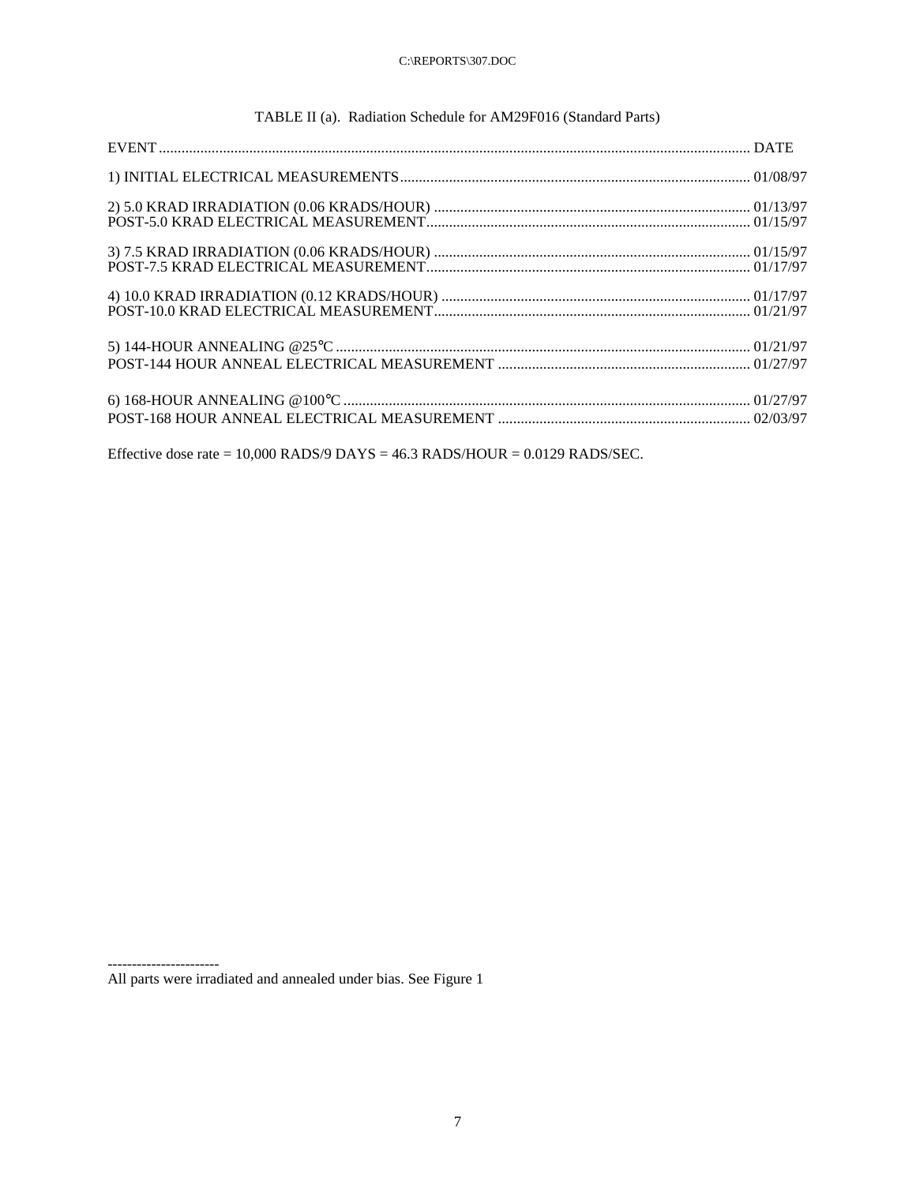TABLE II (a). Radiation Schedule for AM29F016 (Standard Parts)

| EVENT | DATE |
| --- | --- |
| 1) INITIAL ELECTRICAL MEASUREMENTS | 01/08/97 |
| 2) 5.0 KRAD IRRADIATION (0.06 KRADS/HOUR) | 01/13/97 |
| POST-5.0 KRAD ELECTRICAL MEASUREMENT | 01/15/97 |
| 3) 7.5 KRAD IRRADIATION (0.06 KRADS/HOUR) | 01/15/97 |
| POST-7.5 KRAD ELECTRICAL MEASUREMENT | 01/17/97 |
| 4) 10.0 KRAD IRRADIATION (0.12 KRADS/HOUR) | 01/17/97 |
| POST-10.0 KRAD ELECTRICAL MEASUREMENT | 01/21/97 |
| 5) 144-HOUR ANNEALING @25°C | 01/21/97 |
| POST-144 HOUR ANNEAL ELECTRICAL MEASUREMENT | 01/27/97 |
| 6) 168-HOUR ANNEALING @100°C | 01/27/97 |
| POST-168 HOUR ANNEAL ELECTRICAL MEASUREMENT | 02/03/97 |

Effective dose rate = 10,000 RADS/9 DAYS = 46.3 RADS/HOUR = 0.0129 RADS/SEC.

-----------------------

All parts were irradiated and annealed under bias. See Figure 1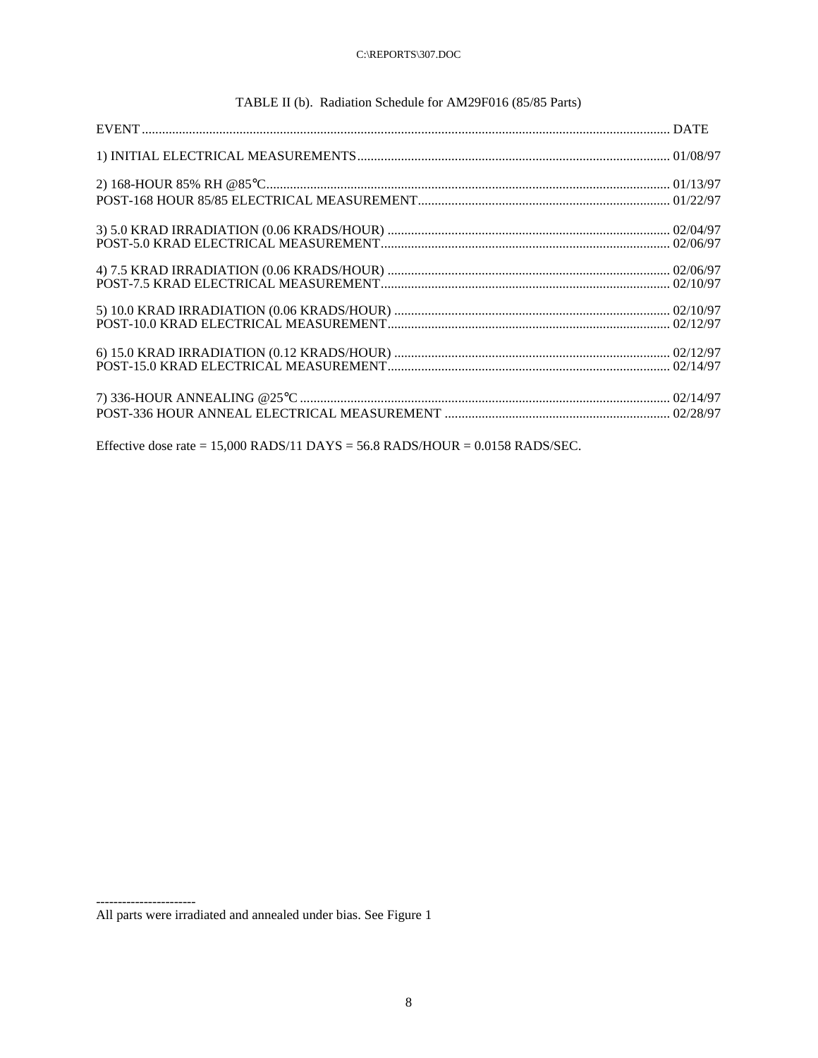TABLE II (b). Radiation Schedule for AM29F016 (85/85 Parts)

| EVENT | DATE |
|---|---|
| 1) INITIAL ELECTRICAL MEASUREMENTS | 01/08/97 |
| 2) 168-HOUR 85% RH @85°C | 01/13/97 |
| POST-168 HOUR 85/85 ELECTRICAL MEASUREMENT | 01/22/97 |
| 3) 5.0 KRAD IRRADIATION (0.06 KRADS/HOUR) | 02/04/97 |
| POST-5.0 KRAD ELECTRICAL MEASUREMENT | 02/06/97 |
| 4) 7.5 KRAD IRRADIATION (0.06 KRADS/HOUR) | 02/06/97 |
| POST-7.5 KRAD ELECTRICAL MEASUREMENT | 02/10/97 |
| 5) 10.0 KRAD IRRADIATION (0.06 KRADS/HOUR) | 02/10/97 |
| POST-10.0 KRAD ELECTRICAL MEASUREMENT | 02/12/97 |
| 6) 15.0 KRAD IRRADIATION (0.12 KRADS/HOUR) | 02/12/97 |
| POST-15.0 KRAD ELECTRICAL MEASUREMENT | 02/14/97 |
| 7) 336-HOUR ANNEALING @25°C | 02/14/97 |
| POST-336 HOUR ANNEAL ELECTRICAL MEASUREMENT | 02/28/97 |

Effective dose rate = 15,000 RADS/11 DAYS = 56.8 RADS/HOUR = 0.0158 RADS/SEC.

-----------------------

All parts were irradiated and annealed under bias. See Figure 1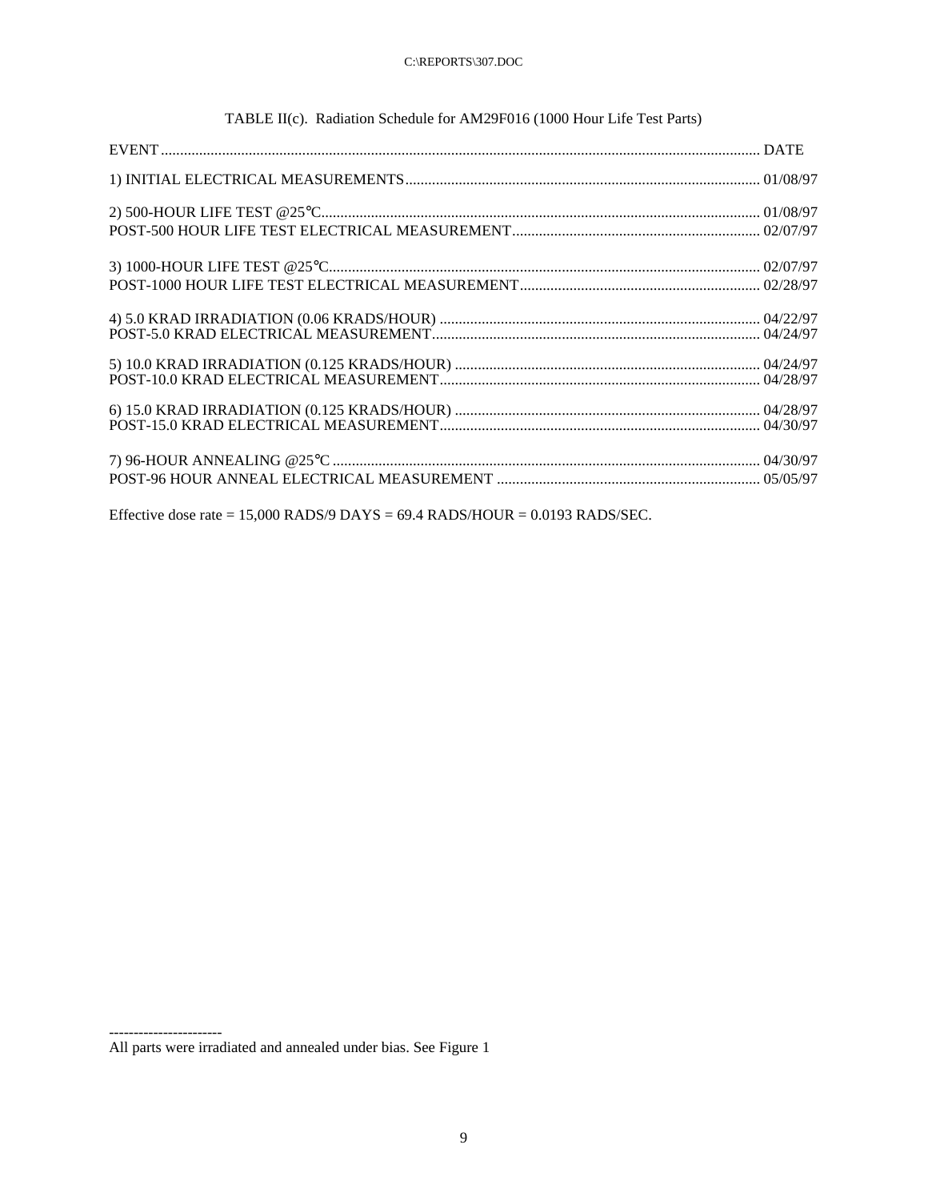TABLE II(c). Radiation Schedule for AM29F016 (1000 Hour Life Test Parts)

| EVENT | DATE |
|---|---|
| 1) INITIAL ELECTRICAL MEASUREMENTS | 01/08/97 |
| 2) 500-HOUR LIFE TEST @25°C | 01/08/97 |
| POST-500 HOUR LIFE TEST ELECTRICAL MEASUREMENT | 02/07/97 |
| 3) 1000-HOUR LIFE TEST @25°C | 02/07/97 |
| POST-1000 HOUR LIFE TEST ELECTRICAL MEASUREMENT | 02/28/97 |
| 4) 5.0 KRAD IRRADIATION (0.06 KRADS/HOUR) | 04/22/97 |
| POST-5.0 KRAD ELECTRICAL MEASUREMENT | 04/24/97 |
| 5) 10.0 KRAD IRRADIATION (0.125 KRADS/HOUR) | 04/24/97 |
| POST-10.0 KRAD ELECTRICAL MEASUREMENT | 04/28/97 |
| 6) 15.0 KRAD IRRADIATION (0.125 KRADS/HOUR) | 04/28/97 |
| POST-15.0 KRAD ELECTRICAL MEASUREMENT | 04/30/97 |
| 7) 96-HOUR ANNEALING @25°C | 04/30/97 |
| POST-96 HOUR ANNEAL ELECTRICAL MEASUREMENT | 05/05/97 |

Effective dose rate = 15,000 RADS/9 DAYS = 69.4 RADS/HOUR = 0.0193 RADS/SEC.

-----------------------

All parts were irradiated and annealed under bias. See Figure 1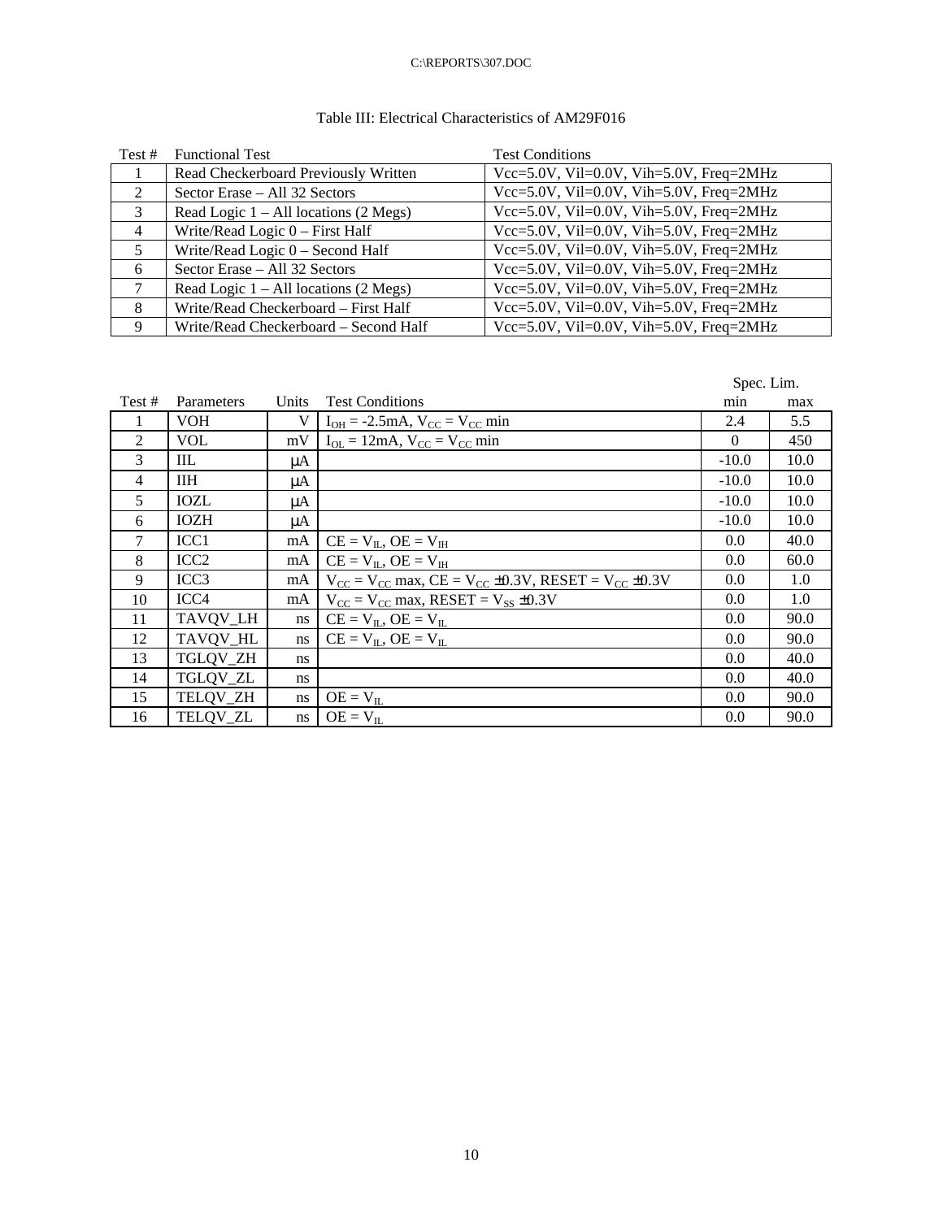Table III: Electrical Characteristics of AM29F016

| Test # | Functional Test | Test Conditions |
| --- | --- | --- |
| 1 | Read Checkerboard Previously Written | Vcc=5.0V, Vil=0.0V, Vih=5.0V, Freq=2MHz |
| 2 | Sector Erase – All 32 Sectors | Vcc=5.0V, Vil=0.0V, Vih=5.0V, Freq=2MHz |
| 3 | Read Logic 1 – All locations (2 Megs) | Vcc=5.0V, Vil=0.0V, Vih=5.0V, Freq=2MHz |
| 4 | Write/Read Logic 0 – First Half | Vcc=5.0V, Vil=0.0V, Vih=5.0V, Freq=2MHz |
| 5 | Write/Read Logic 0 – Second Half | Vcc=5.0V, Vil=0.0V, Vih=5.0V, Freq=2MHz |
| 6 | Sector Erase – All 32 Sectors | Vcc=5.0V, Vil=0.0V, Vih=5.0V, Freq=2MHz |
| 7 | Read Logic 1 – All locations (2 Megs) | Vcc=5.0V, Vil=0.0V, Vih=5.0V, Freq=2MHz |
| 8 | Write/Read Checkerboard – First Half | Vcc=5.0V, Vil=0.0V, Vih=5.0V, Freq=2MHz |
| 9 | Write/Read Checkerboard – Second Half | Vcc=5.0V, Vil=0.0V, Vih=5.0V, Freq=2MHz |

| Test # | Parameters | Units | Test Conditions | Spec. Lim. min | Spec. Lim. max |
| --- | --- | --- | --- | --- | --- |
| 1 | VOH | V | $I_{OH}$ = -2.5mA, $V_{CC}$ = $V_{CC}$ min | 2.4 | 5.5 |
| 2 | VOL | mV | $I_{OL}$ = 12mA, $V_{CC}$ = $V_{CC}$ min | 0 | 450 |
| 3 | IIL | μA | | -10.0 | 10.0 |
| 4 | IIH | μA | | -10.0 | 10.0 |
| 5 | IOZL | μA | | -10.0 | 10.0 |
| 6 | IOZH | μA | | -10.0 | 10.0 |
| 7 | ICC1 | mA | CE = $V_{IL}$, OE = $V_{IH}$ | 0.0 | 40.0 |
| 8 | ICC2 | mA | CE = $V_{IL}$, OE = $V_{IH}$ | 0.0 | 60.0 |
| 9 | ICC3 | mA | $V_{CC}$ = $V_{CC}$ max, CE = $V_{CC}$ ±0.3V, RESET = $V_{CC}$ ±0.3V | 0.0 | 1.0 |
| 10 | ICC4 | mA | $V_{CC}$ = $V_{CC}$ max, RESET = $V_{SS}$ ±0.3V | 0.0 | 1.0 |
| 11 | TAVQV_LH | ns | CE = $V_{IL}$, OE = $V_{IL}$ | 0.0 | 90.0 |
| 12 | TAVQV_HL | ns | CE = $V_{IL}$, OE = $V_{IL}$ | 0.0 | 90.0 |
| 13 | TGLQV_ZH | ns | | 0.0 | 40.0 |
| 14 | TGLQV_ZL | ns | | 0.0 | 40.0 |
| 15 | TELQV_ZH | ns | OE = $V_{IL}$ | 0.0 | 90.0 |
| 16 | TELQV_ZL | ns | OE = $V_{IL}$ | 0.0 | 90.0 |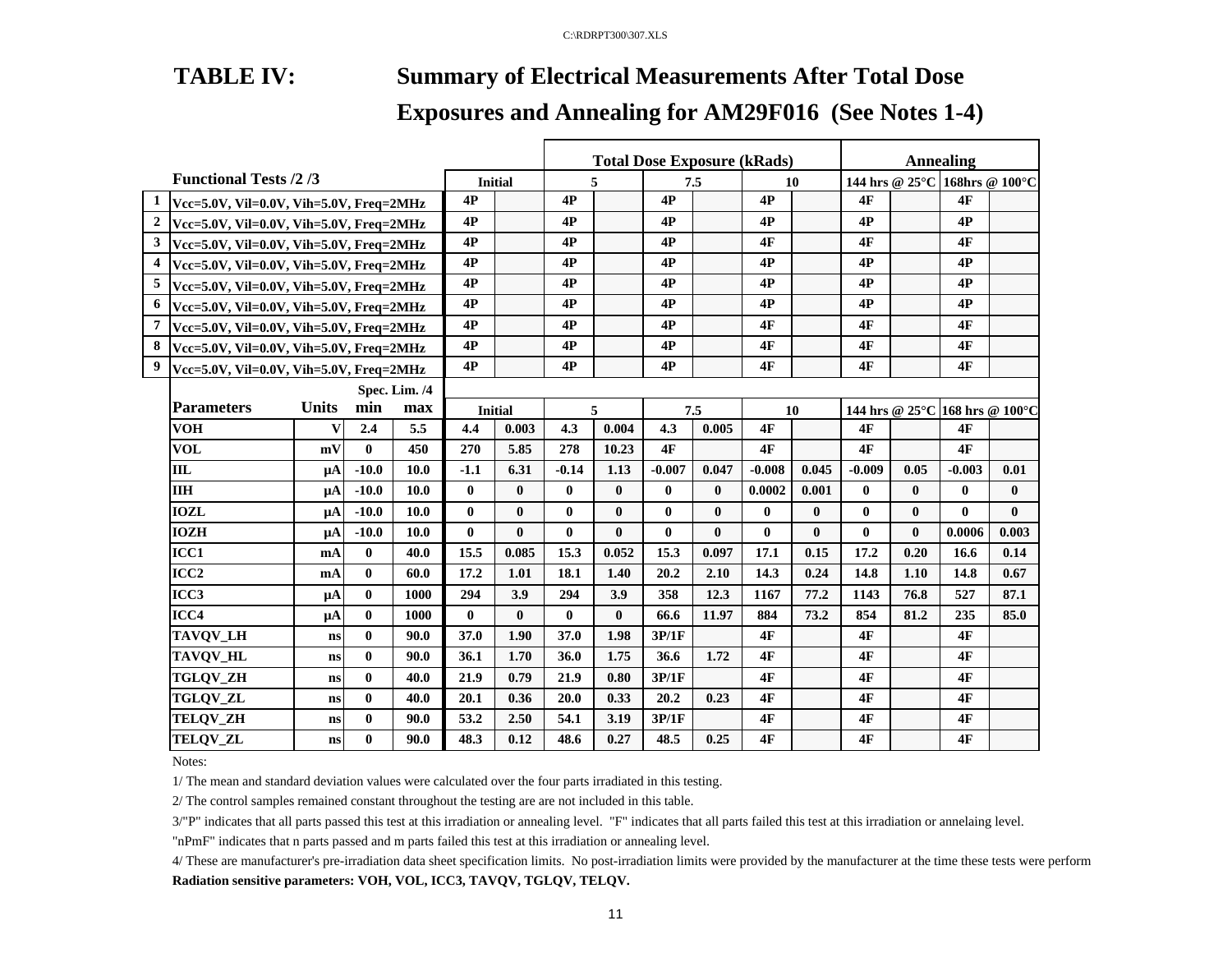C:\RDRPT300\307.XLS

# TABLE IV: Summary of Electrical Measurements After Total Dose Exposures and Annealing for AM29F016 (See Notes 1-4)

| | Functional Tests /2 /3 | | | | Initial | | 5 | | 7.5 | | 10 | | 144 hrs @ 25°C | | 168hrs @ 100°C | |
|---|---|---|---|---|---|---|---|---|---|---|---|---|---|---|---|---|
| | | | | | | | Total Dose Exposure (kRads) | | | | | | Annealing | | | |
| 1 | Vcc=5.0V, Vil=0.0V, Vih=5.0V, Freq=2MHz | | | | 4P | | 4P | | 4P | | 4P | | 4F | | 4F | |
| 2 | Vcc=5.0V, Vil=0.0V, Vih=5.0V, Freq=2MHz | | | | 4P | | 4P | | 4P | | 4P | | 4P | | 4P | |
| 3 | Vcc=5.0V, Vil=0.0V, Vih=5.0V, Freq=2MHz | | | | 4P | | 4P | | 4P | | 4F | | 4F | | 4F | |
| 4 | Vcc=5.0V, Vil=0.0V, Vih=5.0V, Freq=2MHz | | | | 4P | | 4P | | 4P | | 4P | | 4P | | 4P | |
| 5 | Vcc=5.0V, Vil=0.0V, Vih=5.0V, Freq=2MHz | | | | 4P | | 4P | | 4P | | 4P | | 4P | | 4P | |
| 6 | Vcc=5.0V, Vil=0.0V, Vih=5.0V, Freq=2MHz | | | | 4P | | 4P | | 4P | | 4P | | 4P | | 4P | |
| 7 | Vcc=5.0V, Vil=0.0V, Vih=5.0V, Freq=2MHz | | | | 4P | | 4P | | 4P | | 4F | | 4F | | 4F | |
| 8 | Vcc=5.0V, Vil=0.0V, Vih=5.0V, Freq=2MHz | | | | 4P | | 4P | | 4P | | 4F | | 4F | | 4F | |
| 9 | Vcc=5.0V, Vil=0.0V, Vih=5.0V, Freq=2MHz | | | | 4P | | 4P | | 4P | | 4F | | 4F | | 4F | |
| | | | Spec. Lim. /4 | | | | | | | | | | | | | |
| | Parameters | Units | min | max | Initial | | 5 | | 7.5 | | 10 | | 144 hrs @ 25°C | | 168 hrs @ 100°C | |
| | VOH | V | 2.4 | 5.5 | 4.4 | 0.003 | 4.3 | 0.004 | 4.3 | 0.005 | 4F | | 4F | | 4F | |
| | VOL | mV | 0 | 450 | 270 | 5.85 | 278 | 10.23 | 4F | | 4F | | 4F | | 4F | |
| | IIL | µA | -10.0 | 10.0 | -1.1 | 6.31 | -0.14 | 1.13 | -0.007 | 0.047 | -0.008 | 0.045 | -0.009 | 0.05 | -0.003 | 0.01 |
| | IIH | µA | -10.0 | 10.0 | 0 | 0 | 0 | 0 | 0 | 0 | 0.0002 | 0.001 | 0 | 0 | 0 | 0 |
| | IOZL | µA | -10.0 | 10.0 | 0 | 0 | 0 | 0 | 0 | 0 | 0 | 0 | 0 | 0 | 0 | 0 |
| | IOZH | µA | -10.0 | 10.0 | 0 | 0 | 0 | 0 | 0 | 0 | 0 | 0 | 0 | 0 | 0.0006 | 0.003 |
| | ICC1 | mA | 0 | 40.0 | 15.5 | 0.085 | 15.3 | 0.052 | 15.3 | 0.097 | 17.1 | 0.15 | 17.2 | 0.20 | 16.6 | 0.14 |
| | ICC2 | mA | 0 | 60.0 | 17.2 | 1.01 | 18.1 | 1.40 | 20.2 | 2.10 | 14.3 | 0.24 | 14.8 | 1.10 | 14.8 | 0.67 |
| | ICC3 | µA | 0 | 1000 | 294 | 3.9 | 294 | 3.9 | 358 | 12.3 | 1167 | 77.2 | 1143 | 76.8 | 527 | 87.1 |
| | ICC4 | µA | 0 | 1000 | 0 | 0 | 0 | 0 | 66.6 | 11.97 | 884 | 73.2 | 854 | 81.2 | 235 | 85.0 |
| | TAVQV_LH | ns | 0 | 90.0 | 37.0 | 1.90 | 37.0 | 1.98 | 3P/1F | | 4F | | 4F | | 4F | |
| | TAVQV_HL | ns | 0 | 90.0 | 36.1 | 1.70 | 36.0 | 1.75 | 36.6 | 1.72 | 4F | | 4F | | 4F | |
| | TGLQV_ZH | ns | 0 | 40.0 | 21.9 | 0.79 | 21.9 | 0.80 | 3P/1F | | 4F | | 4F | | 4F | |
| | TGLQV_ZL | ns | 0 | 40.0 | 20.1 | 0.36 | 20.0 | 0.33 | 20.2 | 0.23 | 4F | | 4F | | 4F | |
| | TELQV_ZH | ns | 0 | 90.0 | 53.2 | 2.50 | 54.1 | 3.19 | 3P/1F | | 4F | | 4F | | 4F | |
| | TELQV_ZL | ns | 0 | 90.0 | 48.3 | 0.12 | 48.6 | 0.27 | 48.5 | 0.25 | 4F | | 4F | | 4F | |

Notes:

1/ The mean and standard deviation values were calculated over the four parts irradiated in this testing.

2/ The control samples remained constant throughout the testing are are not included in this table.

3/"P" indicates that all parts passed this test at this irradiation or annealing level. "F" indicates that all parts failed this test at this irradiation or annelaing level.
"nPmF" indicates that n parts passed and m parts failed this test at this irradiation or annealing level.

4/ These are manufacturer's pre-irradiation data sheet specification limits. No post-irradiation limits were provided by the manufacturer at the time these tests were perform

**Radiation sensitive parameters: VOH, VOL, ICC3, TAVQV, TGLQV, TELQV.**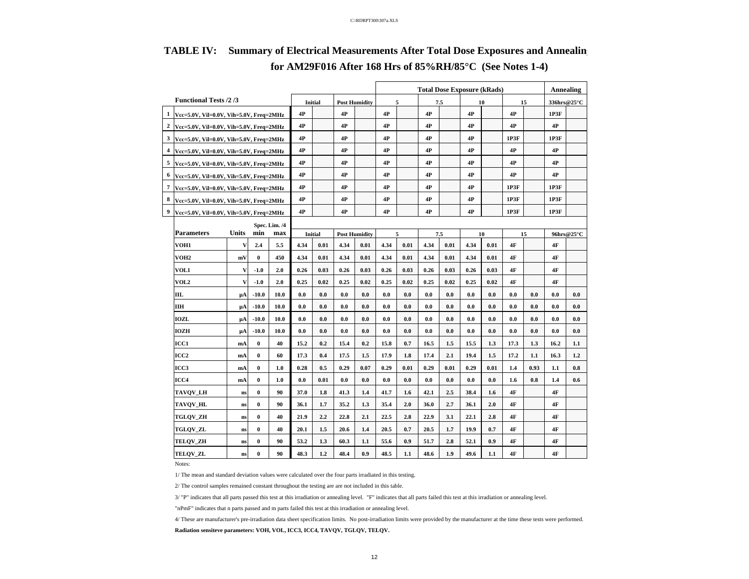# TABLE IV: Summary of Electrical Measurements After Total Dose Exposures and Annealing for AM29F016 After 168 Hrs of 85%RH/85°C (See Notes 1-4)

| | | | | | | | | | Total Dose Exposure (kRads) | | | | | | | | | Annealing | |
|---|---|---|---|---|---|---|---|---|---|---|---|---|---|---|---|---|---|---|---|
| | **Functional Tests /2 /3** | | | | Initial | | Post Humidity | | 5 | | 7.5 | | 10 | | 15 | | | 336hrs@25°C | |
| 1 | Vcc=5.0V, Vil=0.0V, Vih=5.0V, Freq=2MHz | | | | 4P | | 4P | | 4P | | 4P | | 4P | | 4P | | | 1P3F | |
| 2 | Vcc=5.0V, Vil=0.0V, Vih=5.0V, Freq=2MHz | | | | 4P | | 4P | | 4P | | 4P | | 4P | | 4P | | | 4P | |
| 3 | Vcc=5.0V, Vil=0.0V, Vih=5.0V, Freq=2MHz | | | | 4P | | 4P | | 4P | | 4P | | 4P | | 1P3F | | | 1P3F | |
| 4 | Vcc=5.0V, Vil=0.0V, Vih=5.0V, Freq=2MHz | | | | 4P | | 4P | | 4P | | 4P | | 4P | | 4P | | | 4P | |
| 5 | Vcc=5.0V, Vil=0.0V, Vih=5.0V, Freq=2MHz | | | | 4P | | 4P | | 4P | | 4P | | 4P | | 4P | | | 4P | |
| 6 | Vcc=5.0V, Vil=0.0V, Vih=5.0V, Freq=2MHz | | | | 4P | | 4P | | 4P | | 4P | | 4P | | 4P | | | 4P | |
| 7 | Vcc=5.0V, Vil=0.0V, Vih=5.0V, Freq=2MHz | | | | 4P | | 4P | | 4P | | 4P | | 4P | | 1P3F | | | 1P3F | |
| 8 | Vcc=5.0V, Vil=0.0V, Vih=5.0V, Freq=2MHz | | | | 4P | | 4P | | 4P | | 4P | | 4P | | 1P3F | | | 1P3F | |
| 9 | Vcc=5.0V, Vil=0.0V, Vih=5.0V, Freq=2MHz | | | | 4P | | 4P | | 4P | | 4P | | 4P | | 1P3F | | | 1P3F | |
| | | | Spec. Lim. /4 | | | | | | | | | | | | | | | | |
| | **Parameters** | Units | min | max | Initial | | Post Humidity | | 5 | | 7.5 | | 10 | | 15 | | | 96hrs@25°C | |
| | VOH1 | V | 2.4 | 5.5 | 4.34 | 0.01 | 4.34 | 0.01 | 4.34 | 0.01 | 4.34 | 0.01 | 4.34 | 0.01 | 4F | | | 4F | |
| | VOH2 | mV | 0 | 450 | 4.34 | 0.01 | 4.34 | 0.01 | 4.34 | 0.01 | 4.34 | 0.01 | 4.34 | 0.01 | 4F | | | 4F | |
| | VOL1 | V | -1.0 | 2.0 | 0.26 | 0.03 | 0.26 | 0.03 | 0.26 | 0.03 | 0.26 | 0.03 | 0.26 | 0.03 | 4F | | | 4F | |
| | VOL2 | V | -1.0 | 2.0 | 0.25 | 0.02 | 0.25 | 0.02 | 0.25 | 0.02 | 0.25 | 0.02 | 0.25 | 0.02 | 4F | | | 4F | |
| | IIL | µA | -10.0 | 10.0 | 0.0 | 0.0 | 0.0 | 0.0 | 0.0 | 0.0 | 0.0 | 0.0 | 0.0 | 0.0 | 0.0 | 0.0 | | 0.0 | 0.0 |
| | IIH | µA | -10.0 | 10.0 | 0.0 | 0.0 | 0.0 | 0.0 | 0.0 | 0.0 | 0.0 | 0.0 | 0.0 | 0.0 | 0.0 | 0.0 | | 0.0 | 0.0 |
| | IOZL | µA | -10.0 | 10.0 | 0.0 | 0.0 | 0.0 | 0.0 | 0.0 | 0.0 | 0.0 | 0.0 | 0.0 | 0.0 | 0.0 | 0.0 | | 0.0 | 0.0 |
| | IOZH | µA | -10.0 | 10.0 | 0.0 | 0.0 | 0.0 | 0.0 | 0.0 | 0.0 | 0.0 | 0.0 | 0.0 | 0.0 | 0.0 | 0.0 | | 0.0 | 0.0 |
| | ICC1 | mA | 0 | 40 | 15.2 | 0.2 | 15.4 | 0.2 | 15.8 | 0.7 | 16.5 | 1.5 | 15.5 | 1.3 | 17.3 | 1.3 | | 16.2 | 1.1 |
| | ICC2 | mA | 0 | 60 | 17.3 | 0.4 | 17.5 | 1.5 | 17.9 | 1.8 | 17.4 | 2.1 | 19.4 | 1.5 | 17.2 | 1.1 | | 16.3 | 1.2 |
| | ICC3 | mA | 0 | 1.0 | 0.28 | 0.5 | 0.29 | 0.07 | 0.29 | 0.01 | 0.29 | 0.01 | 0.29 | 0.01 | 1.4 | 0.93 | | 1.1 | 0.8 |
| | ICC4 | mA | 0 | 1.0 | 0.0 | 0.01 | 0.0 | 0.0 | 0.0 | 0.0 | 0.0 | 0.0 | 0.0 | 0.0 | 1.6 | 0.8 | | 1.4 | 0.6 |
| | TAVQV_LH | ns | 0 | 90 | 37.0 | 1.8 | 41.3 | 1.4 | 41.7 | 1.6 | 42.1 | 2.5 | 38.4 | 1.6 | 4F | | | 4F | |
| | TAVQV_HL | ns | 0 | 90 | 36.1 | 1.7 | 35.2 | 1.3 | 35.4 | 2.0 | 36.0 | 2.7 | 36.1 | 2.0 | 4F | | | 4F | |
| | TGLQV_ZH | ns | 0 | 40 | 21.9 | 2.2 | 22.8 | 2.1 | 22.5 | 2.8 | 22.9 | 3.1 | 22.1 | 2.8 | 4F | | | 4F | |
| | TGLQV_ZL | ns | 0 | 40 | 20.1 | 1.5 | 20.6 | 1.4 | 20.5 | 0.7 | 20.5 | 1.7 | 19.9 | 0.7 | 4F | | | 4F | |
| | TELQV_ZH | ns | 0 | 90 | 53.2 | 1.3 | 60.3 | 1.1 | 55.6 | 0.9 | 51.7 | 2.8 | 52.1 | 0.9 | 4F | | | 4F | |
| | TELQV_ZL | ns | 0 | 90 | 48.3 | 1.2 | 48.4 | 0.9 | 48.5 | 1.1 | 48.6 | 1.9 | 49.6 | 1.1 | 4F | | | 4F | |

Notes:

1/ The mean and standard deviation values were calculated over the four parts irradiated in this testing.

2/ The control samples remained constant throughout the testing are are not included in this table.

3/ "P" indicates that all parts passed this test at this irradiation or annealing level. "F" indicates that all parts failed this test at this irradiation or annealing level.

"nPmF" indicates that n parts passed and m parts failed this test at this irradiation or annealing level.

4/ These are manufacturer's pre-irradiation data sheet specification limits. No post-irradiation limits were provided by the manufacturer at the time these tests were performed.

**Radiation sensiteve parameters: VOH, VOL, ICC3, ICC4, TAVQV, TGLQV, TELQV.**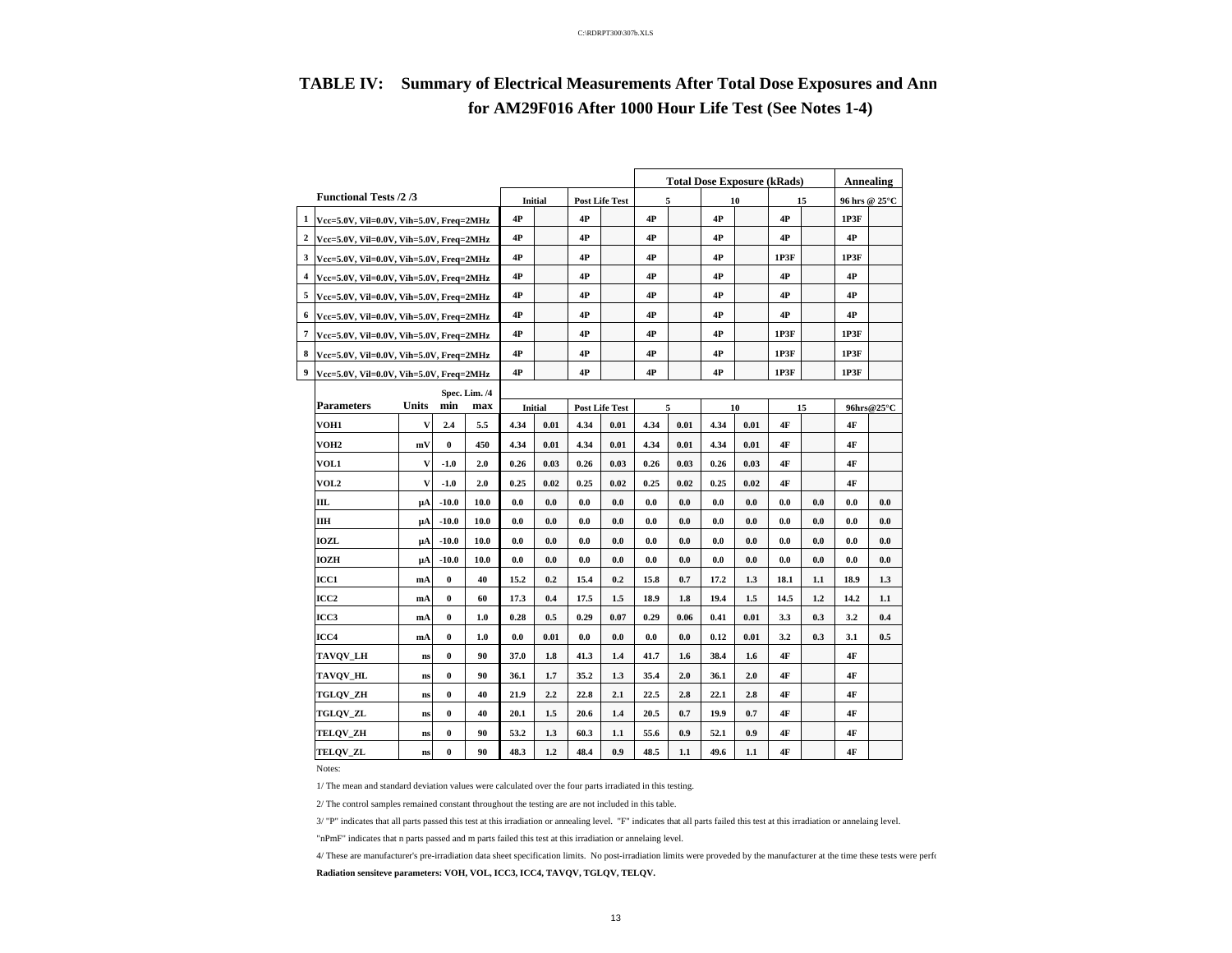# TABLE IV: Summary of Electrical Measurements After Total Dose Exposures and Ann for AM29F016 After 1000 Hour Life Test (See Notes 1-4)

| | Functional Tests /2 /3 | Initial | | Post Life Test | | Total Dose Exposure (kRads) 5 | | 10 | | 15 | | Annealing 96 hrs @ 25°C | |
|---|---|---|---|---|---|---|---|---|---|---|---|---|---|
| 1 | Vcc=5.0V, Vil=0.0V, Vih=5.0V, Freq=2MHz | 4P | | 4P | | 4P | | 4P | | 4P | | 1P3F | |
| 2 | Vcc=5.0V, Vil=0.0V, Vih=5.0V, Freq=2MHz | 4P | | 4P | | 4P | | 4P | | 4P | | 4P | |
| 3 | Vcc=5.0V, Vil=0.0V, Vih=5.0V, Freq=2MHz | 4P | | 4P | | 4P | | 4P | | 1P3F | | 1P3F | |
| 4 | Vcc=5.0V, Vil=0.0V, Vih=5.0V, Freq=2MHz | 4P | | 4P | | 4P | | 4P | | 4P | | 4P | |
| 5 | Vcc=5.0V, Vil=0.0V, Vih=5.0V, Freq=2MHz | 4P | | 4P | | 4P | | 4P | | 4P | | 4P | |
| 6 | Vcc=5.0V, Vil=0.0V, Vih=5.0V, Freq=2MHz | 4P | | 4P | | 4P | | 4P | | 4P | | 4P | |
| 7 | Vcc=5.0V, Vil=0.0V, Vih=5.0V, Freq=2MHz | 4P | | 4P | | 4P | | 4P | | 1P3F | | 1P3F | |
| 8 | Vcc=5.0V, Vil=0.0V, Vih=5.0V, Freq=2MHz | 4P | | 4P | | 4P | | 4P | | 1P3F | | 1P3F | |
| 9 | Vcc=5.0V, Vil=0.0V, Vih=5.0V, Freq=2MHz | 4P | | 4P | | 4P | | 4P | | 1P3F | | 1P3F | |

| Parameters | Units | Spec. Lim. /4 min | max | Initial | | Post Life Test | | 5 | | 10 | | 15 | | 96hrs@25°C | |
|---|---|---|---|---|---|---|---|---|---|---|---|---|---|---|---|
| VOH1 | V | 2.4 | 5.5 | 4.34 | 0.01 | 4.34 | 0.01 | 4.34 | 0.01 | 4.34 | 0.01 | 4F | | 4F | |
| VOH2 | mV | 0 | 450 | 4.34 | 0.01 | 4.34 | 0.01 | 4.34 | 0.01 | 4.34 | 0.01 | 4F | | 4F | |
| VOL1 | V | -1.0 | 2.0 | 0.26 | 0.03 | 0.26 | 0.03 | 0.26 | 0.03 | 0.26 | 0.03 | 4F | | 4F | |
| VOL2 | V | -1.0 | 2.0 | 0.25 | 0.02 | 0.25 | 0.02 | 0.25 | 0.02 | 0.25 | 0.02 | 4F | | 4F | |
| IIL | µA | -10.0 | 10.0 | 0.0 | 0.0 | 0.0 | 0.0 | 0.0 | 0.0 | 0.0 | 0.0 | 0.0 | 0.0 | 0.0 | 0.0 |
| IIH | µA | -10.0 | 10.0 | 0.0 | 0.0 | 0.0 | 0.0 | 0.0 | 0.0 | 0.0 | 0.0 | 0.0 | 0.0 | 0.0 | 0.0 |
| IOZL | µA | -10.0 | 10.0 | 0.0 | 0.0 | 0.0 | 0.0 | 0.0 | 0.0 | 0.0 | 0.0 | 0.0 | 0.0 | 0.0 | 0.0 |
| IOZH | µA | -10.0 | 10.0 | 0.0 | 0.0 | 0.0 | 0.0 | 0.0 | 0.0 | 0.0 | 0.0 | 0.0 | 0.0 | 0.0 | 0.0 |
| ICC1 | mA | 0 | 40 | 15.2 | 0.2 | 15.4 | 0.2 | 15.8 | 0.7 | 17.2 | 1.3 | 18.1 | 1.1 | 18.9 | 1.3 |
| ICC2 | mA | 0 | 60 | 17.3 | 0.4 | 17.5 | 1.5 | 18.9 | 1.8 | 19.4 | 1.5 | 14.5 | 1.2 | 14.2 | 1.1 |
| ICC3 | mA | 0 | 1.0 | 0.28 | 0.5 | 0.29 | 0.07 | 0.29 | 0.06 | 0.41 | 0.01 | 3.3 | 0.3 | 3.2 | 0.4 |
| ICC4 | mA | 0 | 1.0 | 0.0 | 0.01 | 0.0 | 0.0 | 0.0 | 0.0 | 0.12 | 0.01 | 3.2 | 0.3 | 3.1 | 0.5 |
| TAVQV_LH | ns | 0 | 90 | 37.0 | 1.8 | 41.3 | 1.4 | 41.7 | 1.6 | 38.4 | 1.6 | 4F | | 4F | |
| TAVQV_HL | ns | 0 | 90 | 36.1 | 1.7 | 35.2 | 1.3 | 35.4 | 2.0 | 36.1 | 2.0 | 4F | | 4F | |
| TGLQV_ZH | ns | 0 | 40 | 21.9 | 2.2 | 22.8 | 2.1 | 22.5 | 2.8 | 22.1 | 2.8 | 4F | | 4F | |
| TGLQV_ZL | ns | 0 | 40 | 20.1 | 1.5 | 20.6 | 1.4 | 20.5 | 0.7 | 19.9 | 0.7 | 4F | | 4F | |
| TELQV_ZH | ns | 0 | 90 | 53.2 | 1.3 | 60.3 | 1.1 | 55.6 | 0.9 | 52.1 | 0.9 | 4F | | 4F | |
| TELQV_ZL | ns | 0 | 90 | 48.3 | 1.2 | 48.4 | 0.9 | 48.5 | 1.1 | 49.6 | 1.1 | 4F | | 4F | |

Notes:

1/ The mean and standard deviation values were calculated over the four parts irradiated in this testing.

2/ The control samples remained constant throughout the testing are are not included in this table.

3/ "P" indicates that all parts passed this test at this irradiation or annealing level. "F" indicates that all parts failed this test at this irradiation or annelaing level.

"nPmF" indicates that n parts passed and m parts failed this test at this irradiation or annelaing level.

4/ These are manufacturer's pre-irradiation data sheet specification limits. No post-irradiation limits were proveded by the manufacturer at the time these tests were perf

**Radiation sensiteve parameters: VOH, VOL, ICC3, ICC4, TAVQV, TGLQV, TELQV.**